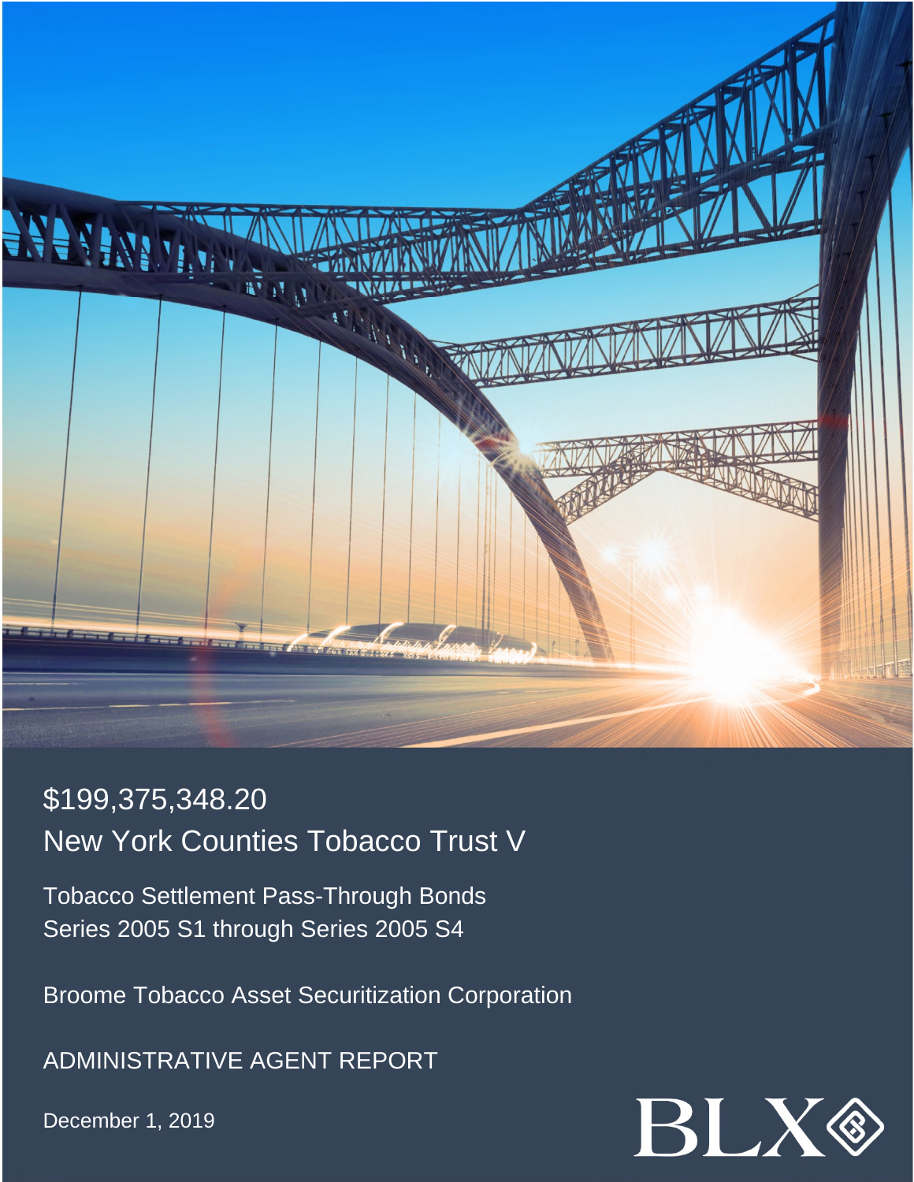# $199,375,348.20

# New York Counties Tobacco Trust V

Tobacco Settlement Pass-Through Bonds
Series 2005 S1 through Series 2005 S4

Broome Tobacco Asset Securitization Corporation

ADMINISTRATIVE AGENT REPORT

December 1, 2019

BLX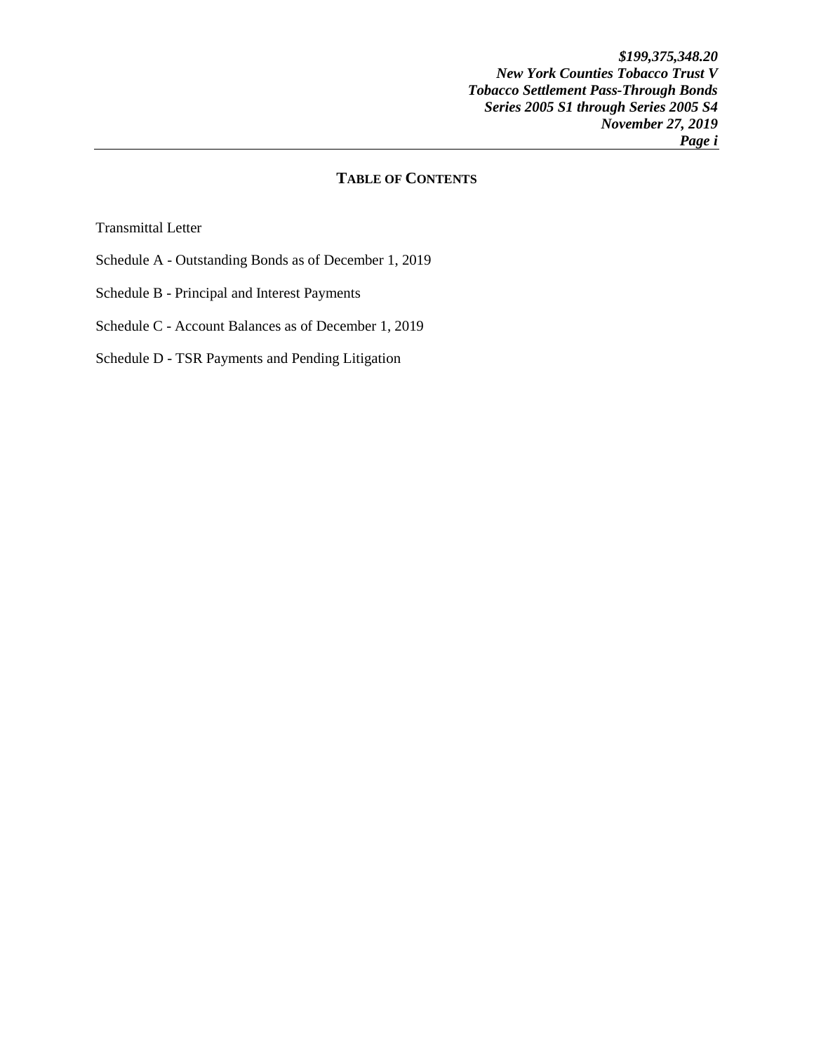## TABLE OF CONTENTS

Transmittal Letter

Schedule A - Outstanding Bonds as of December 1, 2019

Schedule B - Principal and Interest Payments

Schedule C - Account Balances as of December 1, 2019

Schedule D - TSR Payments and Pending Litigation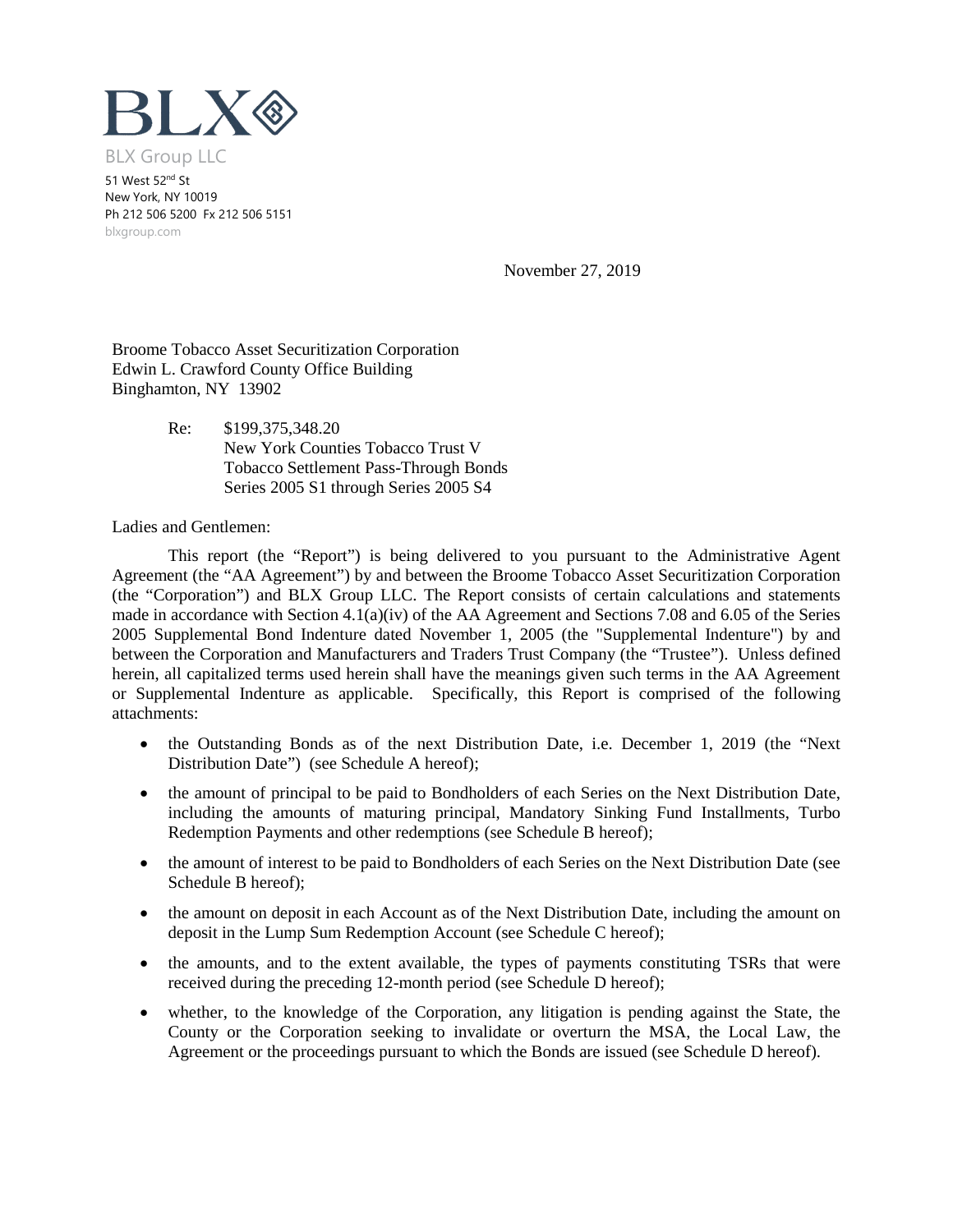BLX

BLX Group LLC

51 West 52nd St
New York, NY 10019
Ph 212 506 5200 Fx 212 506 5151
blxgroup.com

November 27, 2019

Broome Tobacco Asset Securitization Corporation
Edwin L. Crawford County Office Building
Binghamton, NY 13902

Re: $199,375,348.20
New York Counties Tobacco Trust V
Tobacco Settlement Pass-Through Bonds
Series 2005 S1 through Series 2005 S4

Ladies and Gentlemen:

This report (the "Report") is being delivered to you pursuant to the Administrative Agent Agreement (the "AA Agreement") by and between the Broome Tobacco Asset Securitization Corporation (the "Corporation") and BLX Group LLC. The Report consists of certain calculations and statements made in accordance with Section 4.1(a)(iv) of the AA Agreement and Sections 7.08 and 6.05 of the Series 2005 Supplemental Bond Indenture dated November 1, 2005 (the "Supplemental Indenture") by and between the Corporation and Manufacturers and Traders Trust Company (the "Trustee"). Unless defined herein, all capitalized terms used herein shall have the meanings given such terms in the AA Agreement or Supplemental Indenture as applicable. Specifically, this Report is comprised of the following attachments:

- the Outstanding Bonds as of the next Distribution Date, i.e. December 1, 2019 (the "Next Distribution Date") (see Schedule A hereof);
- the amount of principal to be paid to Bondholders of each Series on the Next Distribution Date, including the amounts of maturing principal, Mandatory Sinking Fund Installments, Turbo Redemption Payments and other redemptions (see Schedule B hereof);
- the amount of interest to be paid to Bondholders of each Series on the Next Distribution Date (see Schedule B hereof);
- the amount on deposit in each Account as of the Next Distribution Date, including the amount on deposit in the Lump Sum Redemption Account (see Schedule C hereof);
- the amounts, and to the extent available, the types of payments constituting TSRs that were received during the preceding 12-month period (see Schedule D hereof);
- whether, to the knowledge of the Corporation, any litigation is pending against the State, the County or the Corporation seeking to invalidate or overturn the MSA, the Local Law, the Agreement or the proceedings pursuant to which the Bonds are issued (see Schedule D hereof).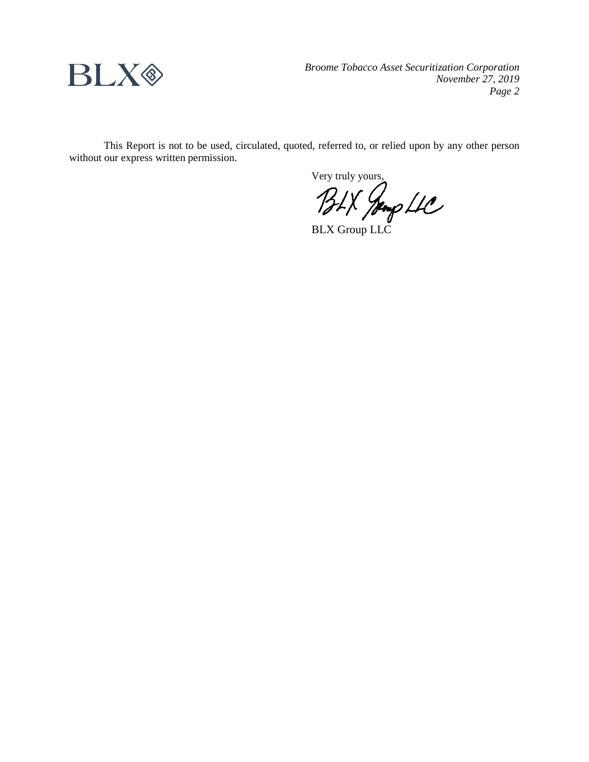This Report is not to be used, circulated, quoted, referred to, or relied upon by any other person without our express written permission.

Very truly yours,

BLX Group LLC

BLX Group LLC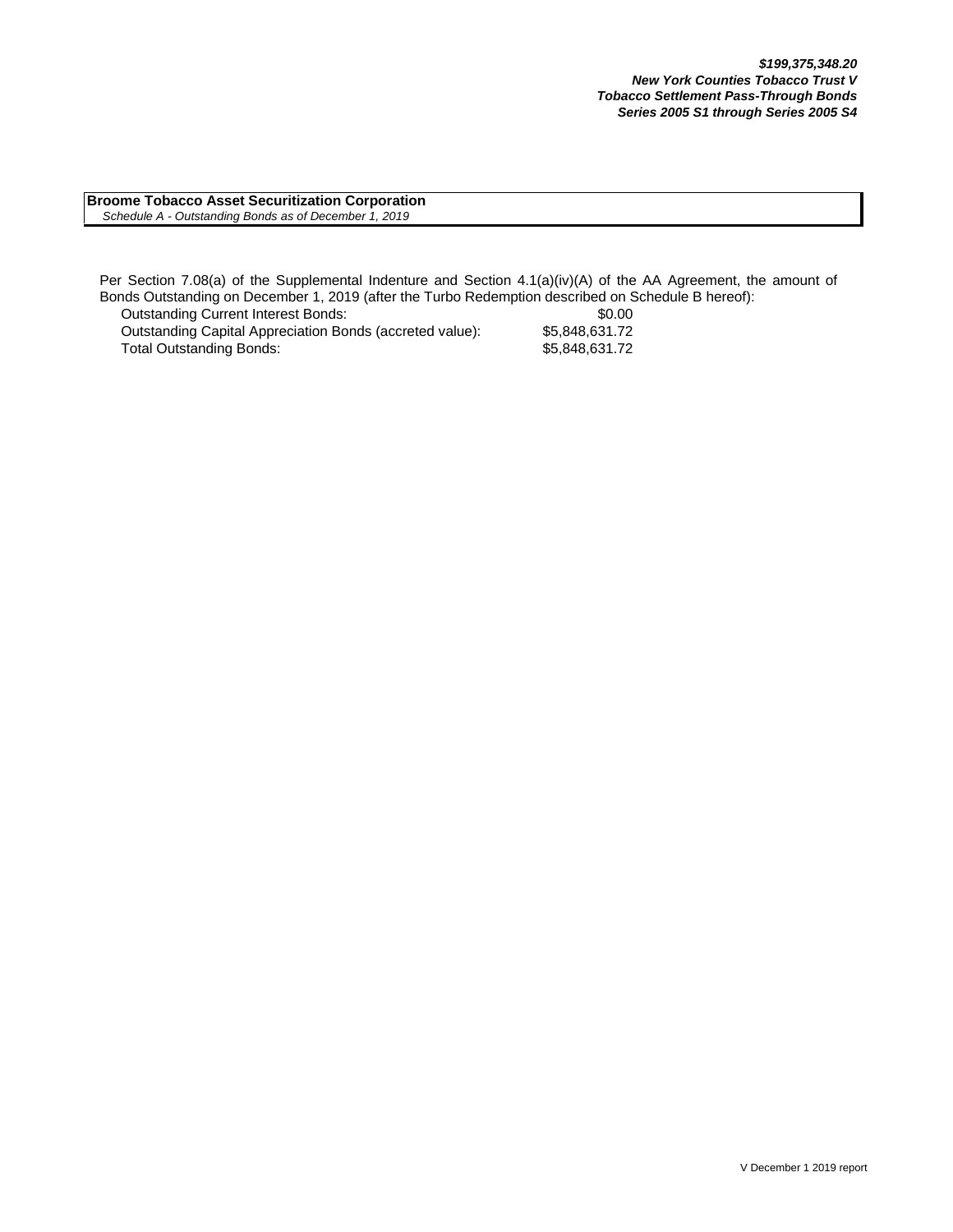***$199,375,348.20***
***New York Counties Tobacco Trust V***
***Tobacco Settlement Pass-Through Bonds***
***Series 2005 S1 through Series 2005 S4***

**Broome Tobacco Asset Securitization Corporation**
*Schedule A - Outstanding Bonds as of December 1, 2019*

Per Section 7.08(a) of the Supplemental Indenture and Section 4.1(a)(iv)(A) of the AA Agreement, the amount of Bonds Outstanding on December 1, 2019 (after the Turbo Redemption described on Schedule B hereof):

| | |
|---|---|
| Outstanding Current Interest Bonds: | $0.00 |
| Outstanding Capital Appreciation Bonds (accreted value): | $5,848,631.72 |
| Total Outstanding Bonds: | $5,848,631.72 |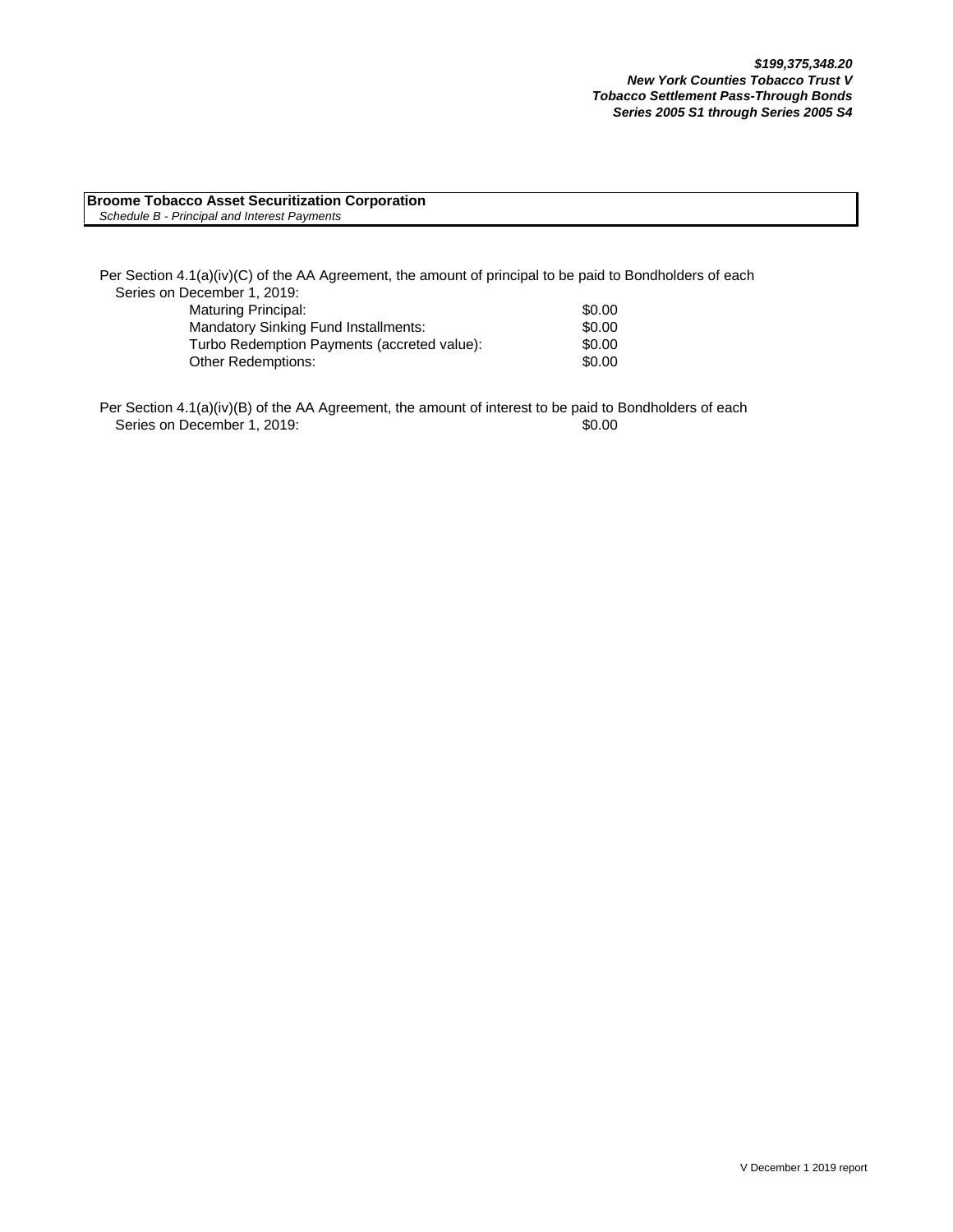***$199,375,348.20***
***New York Counties Tobacco Trust V***
***Tobacco Settlement Pass-Through Bonds***
***Series 2005 S1 through Series 2005 S4***

**Broome Tobacco Asset Securitization Corporation**
*Schedule B - Principal and Interest Payments*

Per Section 4.1(a)(iv)(C) of the AA Agreement, the amount of principal to be paid to Bondholders of each Series on December 1, 2019:

| | |
|---|---|
| Maturing Principal: | $0.00 |
| Mandatory Sinking Fund Installments: | $0.00 |
| Turbo Redemption Payments (accreted value): | $0.00 |
| Other Redemptions: | $0.00 |

Per Section 4.1(a)(iv)(B) of the AA Agreement, the amount of interest to be paid to Bondholders of each Series on December 1, 2019: $0.00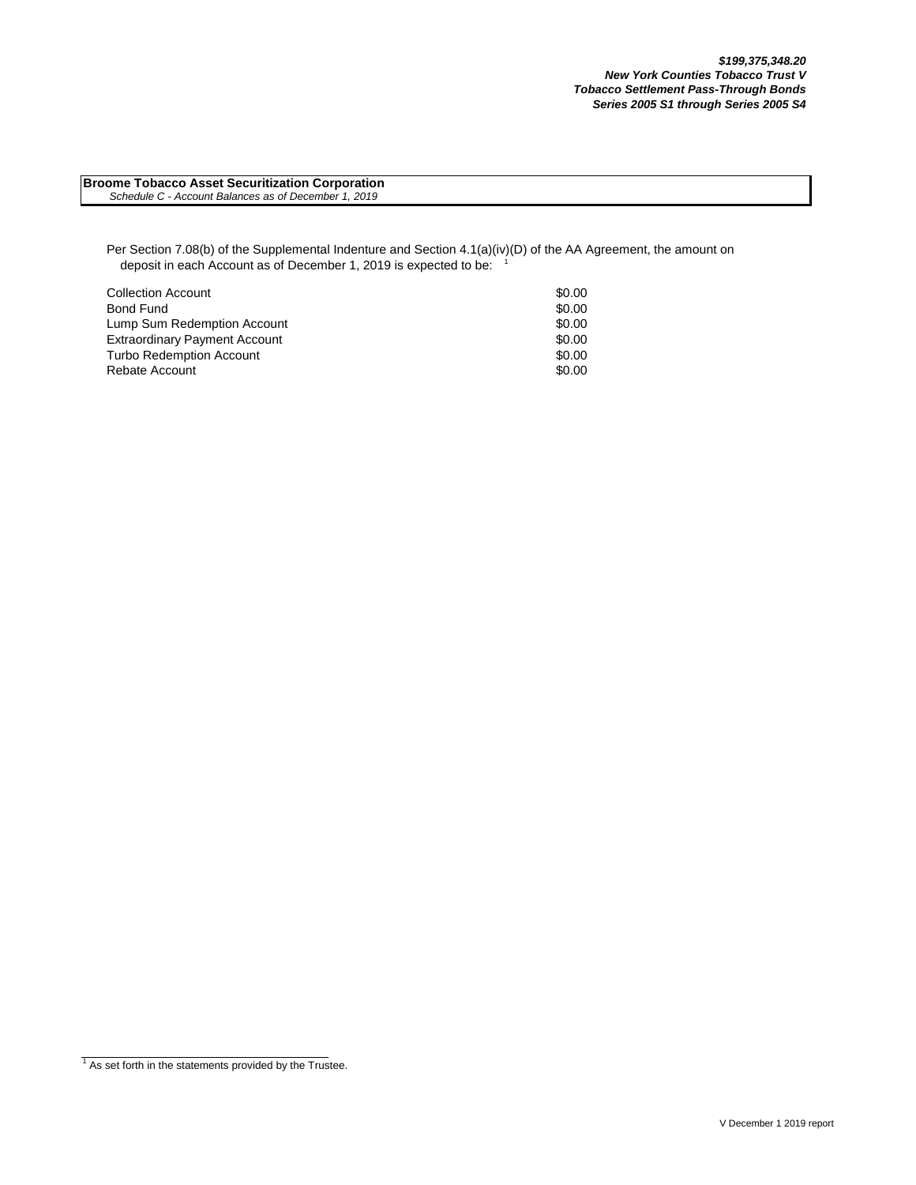***$199,375,348.20***
***New York Counties Tobacco Trust V***
***Tobacco Settlement Pass-Through Bonds***
***Series 2005 S1 through Series 2005 S4***

**Broome Tobacco Asset Securitization Corporation**
*Schedule C - Account Balances as of December 1, 2019*

Per Section 7.08(b) of the Supplemental Indenture and Section 4.1(a)(iv)(D) of the AA Agreement, the amount on deposit in each Account as of December 1, 2019 is expected to be: [1]

| Account | Amount |
|---|---|
| Collection Account | $0.00 |
| Bond Fund | $0.00 |
| Lump Sum Redemption Account | $0.00 |
| Extraordinary Payment Account | $0.00 |
| Turbo Redemption Account | $0.00 |
| Rebate Account | $0.00 |

[1] As set forth in the statements provided by the Trustee.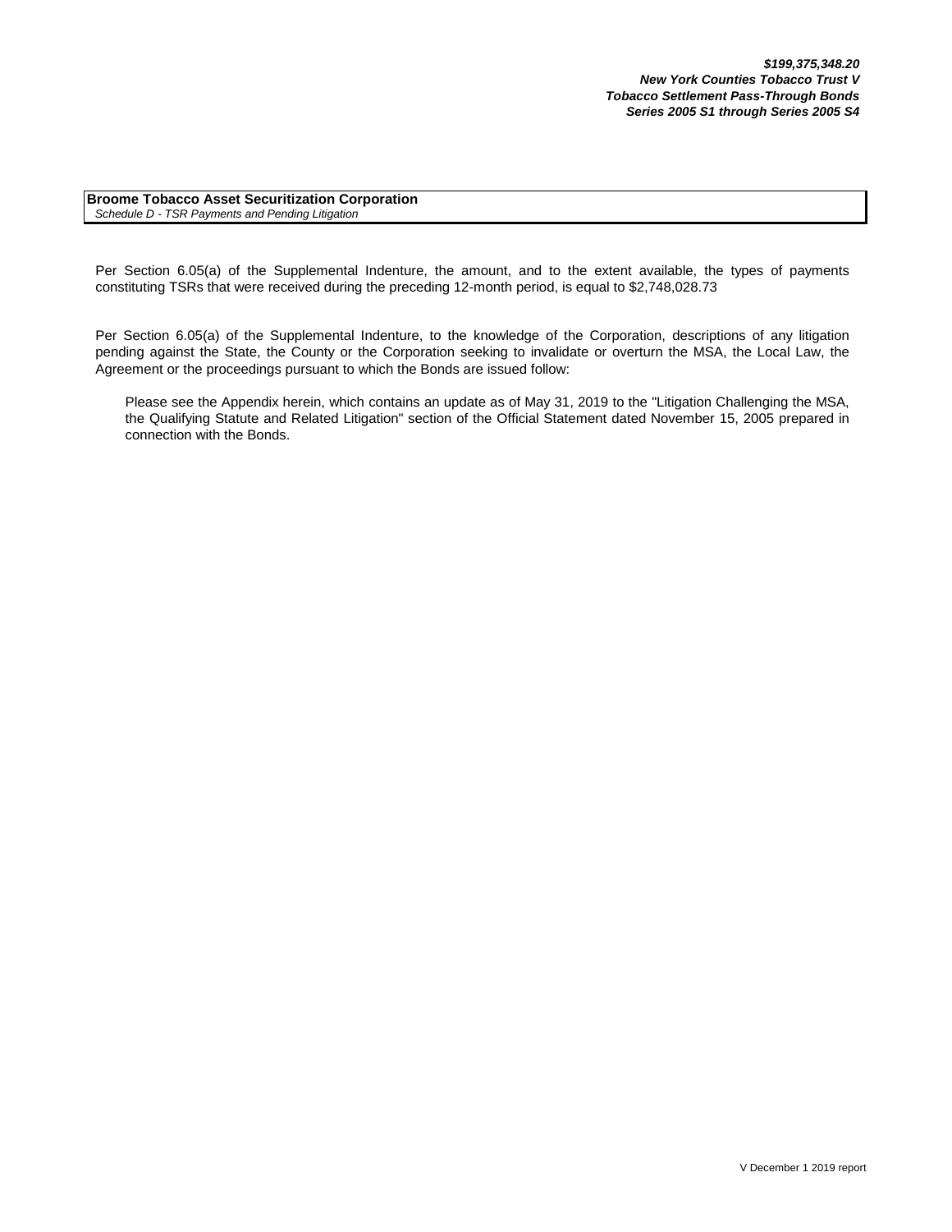***$199,375,348.20***
***New York Counties Tobacco Trust V***
***Tobacco Settlement Pass-Through Bonds***
***Series 2005 S1 through Series 2005 S4***

**Broome Tobacco Asset Securitization Corporation**
*Schedule D - TSR Payments and Pending Litigation*

Per Section 6.05(a) of the Supplemental Indenture, the amount, and to the extent available, the types of payments constituting TSRs that were received during the preceding 12-month period, is equal to $2,748,028.73

Per Section 6.05(a) of the Supplemental Indenture, to the knowledge of the Corporation, descriptions of any litigation pending against the State, the County or the Corporation seeking to invalidate or overturn the MSA, the Local Law, the Agreement or the proceedings pursuant to which the Bonds are issued follow:

Please see the Appendix herein, which contains an update as of May 31, 2019 to the "Litigation Challenging the MSA, the Qualifying Statute and Related Litigation" section of the Official Statement dated November 15, 2005 prepared in connection with the Bonds.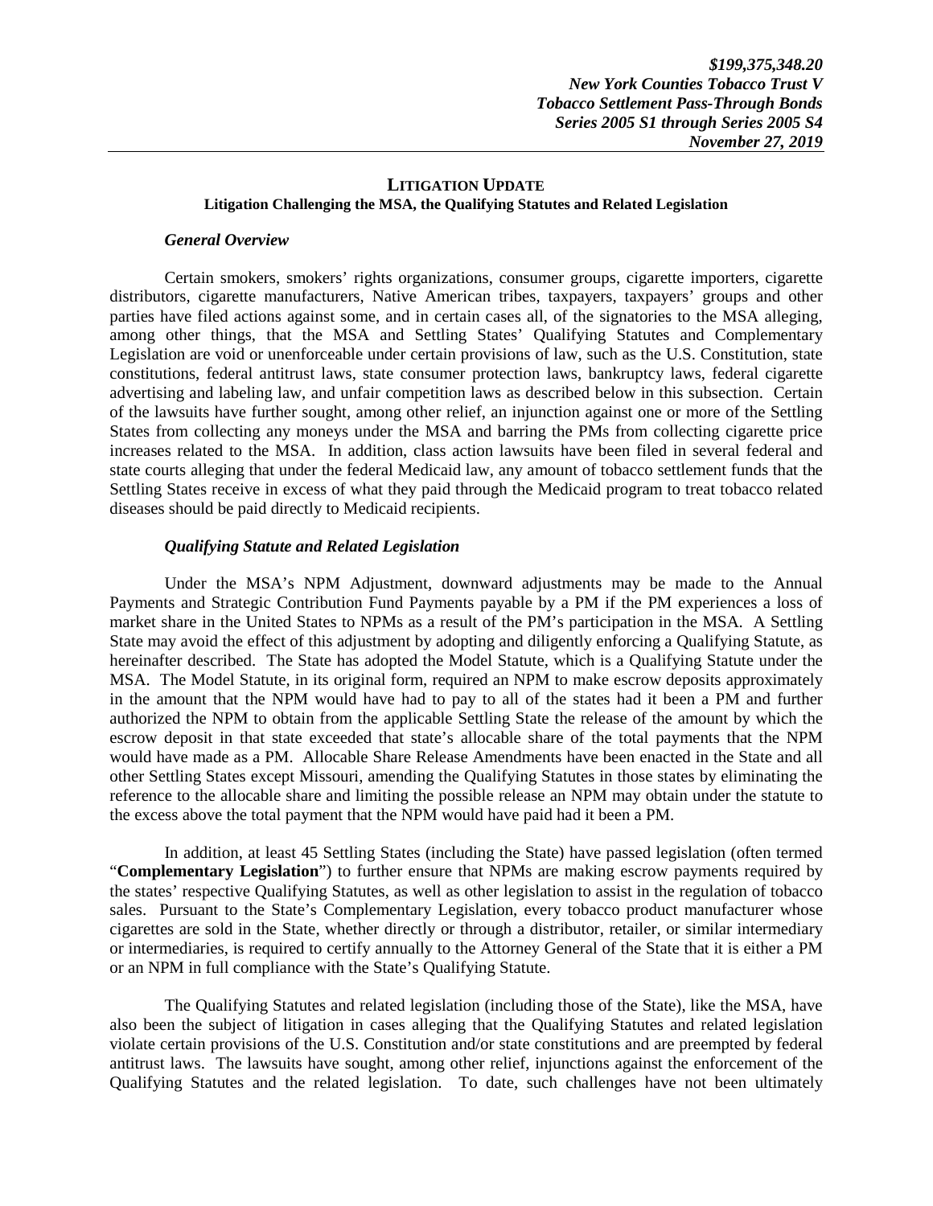## LITIGATION UPDATE

### Litigation Challenging the MSA, the Qualifying Statutes and Related Legislation

#### *General Overview*

Certain smokers, smokers' rights organizations, consumer groups, cigarette importers, cigarette distributors, cigarette manufacturers, Native American tribes, taxpayers, taxpayers' groups and other parties have filed actions against some, and in certain cases all, of the signatories to the MSA alleging, among other things, that the MSA and Settling States' Qualifying Statutes and Complementary Legislation are void or unenforceable under certain provisions of law, such as the U.S. Constitution, state constitutions, federal antitrust laws, state consumer protection laws, bankruptcy laws, federal cigarette advertising and labeling law, and unfair competition laws as described below in this subsection. Certain of the lawsuits have further sought, among other relief, an injunction against one or more of the Settling States from collecting any moneys under the MSA and barring the PMs from collecting cigarette price increases related to the MSA. In addition, class action lawsuits have been filed in several federal and state courts alleging that under the federal Medicaid law, any amount of tobacco settlement funds that the Settling States receive in excess of what they paid through the Medicaid program to treat tobacco related diseases should be paid directly to Medicaid recipients.

#### *Qualifying Statute and Related Legislation*

Under the MSA's NPM Adjustment, downward adjustments may be made to the Annual Payments and Strategic Contribution Fund Payments payable by a PM if the PM experiences a loss of market share in the United States to NPMs as a result of the PM's participation in the MSA. A Settling State may avoid the effect of this adjustment by adopting and diligently enforcing a Qualifying Statute, as hereinafter described. The State has adopted the Model Statute, which is a Qualifying Statute under the MSA. The Model Statute, in its original form, required an NPM to make escrow deposits approximately in the amount that the NPM would have had to pay to all of the states had it been a PM and further authorized the NPM to obtain from the applicable Settling State the release of the amount by which the escrow deposit in that state exceeded that state's allocable share of the total payments that the NPM would have made as a PM. Allocable Share Release Amendments have been enacted in the State and all other Settling States except Missouri, amending the Qualifying Statutes in those states by eliminating the reference to the allocable share and limiting the possible release an NPM may obtain under the statute to the excess above the total payment that the NPM would have paid had it been a PM.

In addition, at least 45 Settling States (including the State) have passed legislation (often termed "**Complementary Legislation**") to further ensure that NPMs are making escrow payments required by the states' respective Qualifying Statutes, as well as other legislation to assist in the regulation of tobacco sales. Pursuant to the State's Complementary Legislation, every tobacco product manufacturer whose cigarettes are sold in the State, whether directly or through a distributor, retailer, or similar intermediary or intermediaries, is required to certify annually to the Attorney General of the State that it is either a PM or an NPM in full compliance with the State's Qualifying Statute.

The Qualifying Statutes and related legislation (including those of the State), like the MSA, have also been the subject of litigation in cases alleging that the Qualifying Statutes and related legislation violate certain provisions of the U.S. Constitution and/or state constitutions and are preempted by federal antitrust laws. The lawsuits have sought, among other relief, injunctions against the enforcement of the Qualifying Statutes and the related legislation. To date, such challenges have not been ultimately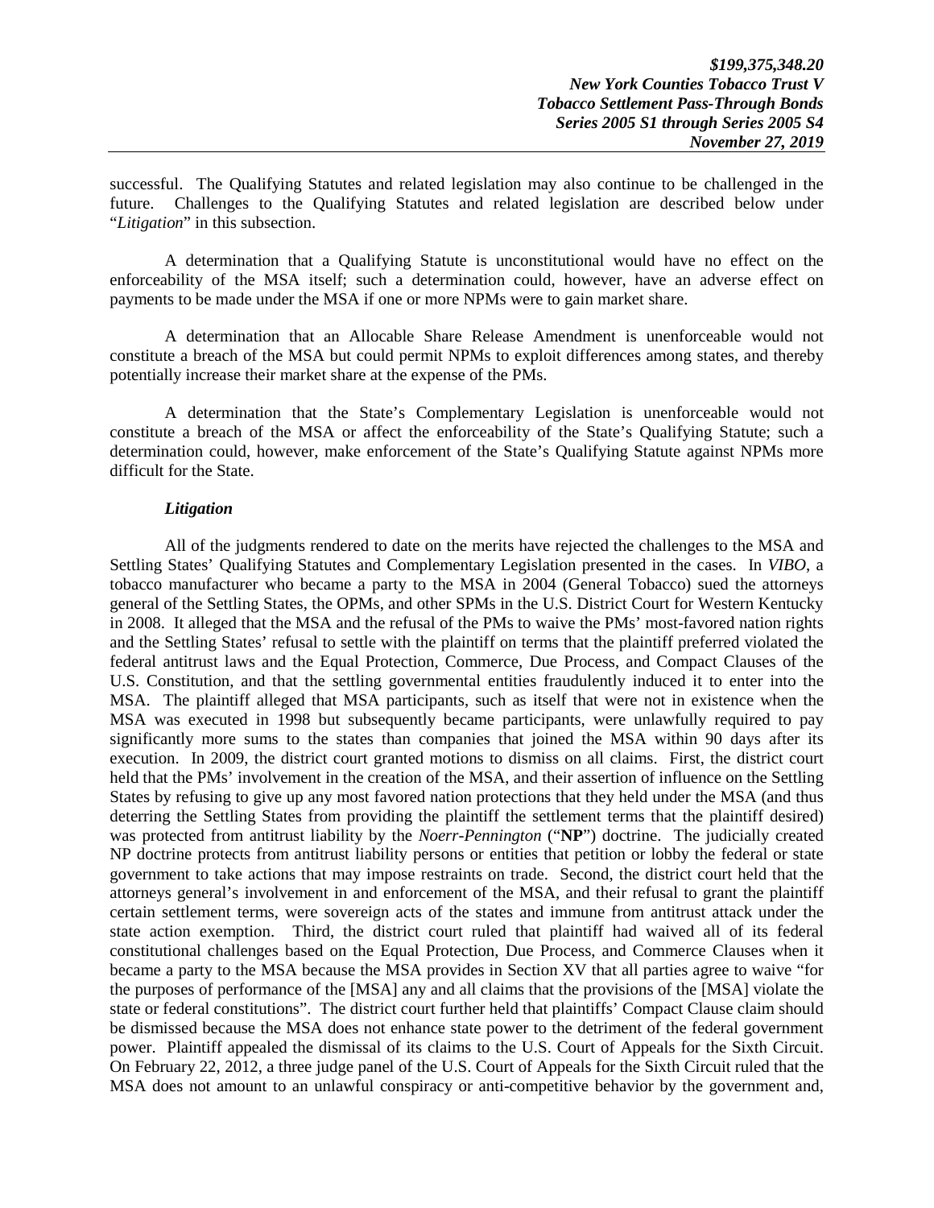successful. The Qualifying Statutes and related legislation may also continue to be challenged in the future. Challenges to the Qualifying Statutes and related legislation are described below under "*Litigation*" in this subsection.

A determination that a Qualifying Statute is unconstitutional would have no effect on the enforceability of the MSA itself; such a determination could, however, have an adverse effect on payments to be made under the MSA if one or more NPMs were to gain market share.

A determination that an Allocable Share Release Amendment is unenforceable would not constitute a breach of the MSA but could permit NPMs to exploit differences among states, and thereby potentially increase their market share at the expense of the PMs.

A determination that the State's Complementary Legislation is unenforceable would not constitute a breach of the MSA or affect the enforceability of the State's Qualifying Statute; such a determination could, however, make enforcement of the State's Qualifying Statute against NPMs more difficult for the State.

***Litigation***

All of the judgments rendered to date on the merits have rejected the challenges to the MSA and Settling States' Qualifying Statutes and Complementary Legislation presented in the cases. In *VIBO*, a tobacco manufacturer who became a party to the MSA in 2004 (General Tobacco) sued the attorneys general of the Settling States, the OPMs, and other SPMs in the U.S. District Court for Western Kentucky in 2008. It alleged that the MSA and the refusal of the PMs to waive the PMs' most-favored nation rights and the Settling States' refusal to settle with the plaintiff on terms that the plaintiff preferred violated the federal antitrust laws and the Equal Protection, Commerce, Due Process, and Compact Clauses of the U.S. Constitution, and that the settling governmental entities fraudulently induced it to enter into the MSA. The plaintiff alleged that MSA participants, such as itself that were not in existence when the MSA was executed in 1998 but subsequently became participants, were unlawfully required to pay significantly more sums to the states than companies that joined the MSA within 90 days after its execution. In 2009, the district court granted motions to dismiss on all claims. First, the district court held that the PMs' involvement in the creation of the MSA, and their assertion of influence on the Settling States by refusing to give up any most favored nation protections that they held under the MSA (and thus deterring the Settling States from providing the plaintiff the settlement terms that the plaintiff desired) was protected from antitrust liability by the *Noerr-Pennington* ("**NP**") doctrine. The judicially created NP doctrine protects from antitrust liability persons or entities that petition or lobby the federal or state government to take actions that may impose restraints on trade. Second, the district court held that the attorneys general's involvement in and enforcement of the MSA, and their refusal to grant the plaintiff certain settlement terms, were sovereign acts of the states and immune from antitrust attack under the state action exemption. Third, the district court ruled that plaintiff had waived all of its federal constitutional challenges based on the Equal Protection, Due Process, and Commerce Clauses when it became a party to the MSA because the MSA provides in Section XV that all parties agree to waive "for the purposes of performance of the [MSA] any and all claims that the provisions of the [MSA] violate the state or federal constitutions". The district court further held that plaintiffs' Compact Clause claim should be dismissed because the MSA does not enhance state power to the detriment of the federal government power. Plaintiff appealed the dismissal of its claims to the U.S. Court of Appeals for the Sixth Circuit. On February 22, 2012, a three judge panel of the U.S. Court of Appeals for the Sixth Circuit ruled that the MSA does not amount to an unlawful conspiracy or anti-competitive behavior by the government and,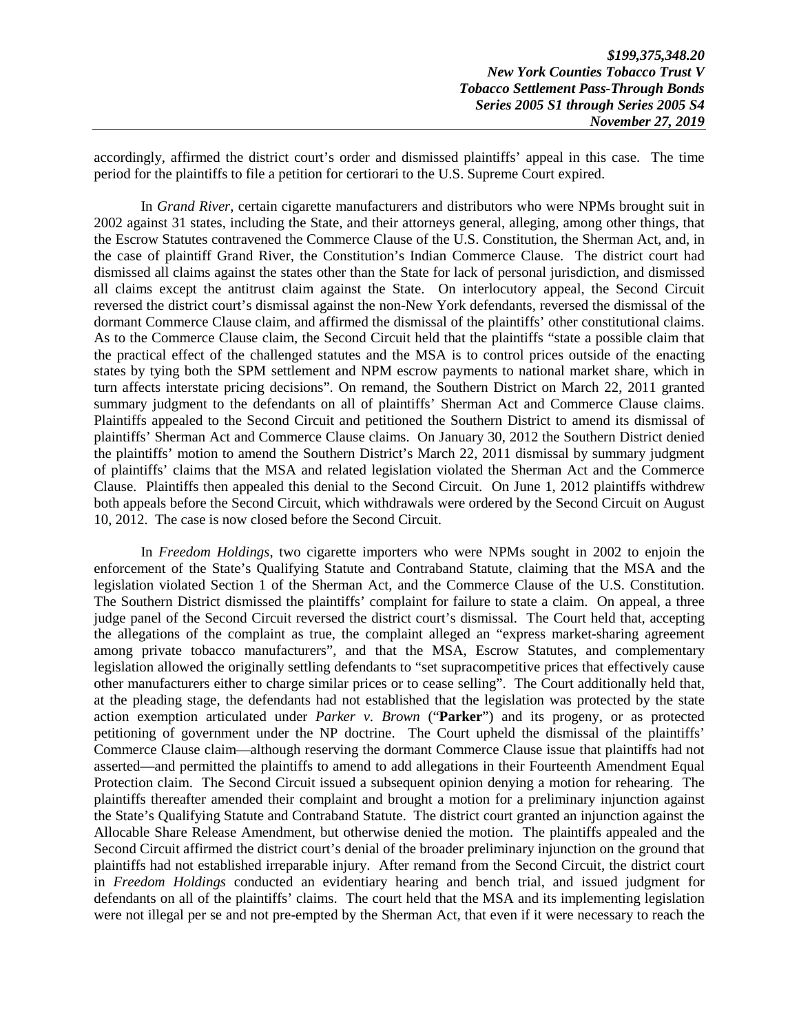accordingly, affirmed the district court's order and dismissed plaintiffs' appeal in this case. The time period for the plaintiffs to file a petition for certiorari to the U.S. Supreme Court expired.

In *Grand River*, certain cigarette manufacturers and distributors who were NPMs brought suit in 2002 against 31 states, including the State, and their attorneys general, alleging, among other things, that the Escrow Statutes contravened the Commerce Clause of the U.S. Constitution, the Sherman Act, and, in the case of plaintiff Grand River, the Constitution's Indian Commerce Clause. The district court had dismissed all claims against the states other than the State for lack of personal jurisdiction, and dismissed all claims except the antitrust claim against the State. On interlocutory appeal, the Second Circuit reversed the district court's dismissal against the non-New York defendants, reversed the dismissal of the dormant Commerce Clause claim, and affirmed the dismissal of the plaintiffs' other constitutional claims. As to the Commerce Clause claim, the Second Circuit held that the plaintiffs "state a possible claim that the practical effect of the challenged statutes and the MSA is to control prices outside of the enacting states by tying both the SPM settlement and NPM escrow payments to national market share, which in turn affects interstate pricing decisions". On remand, the Southern District on March 22, 2011 granted summary judgment to the defendants on all of plaintiffs' Sherman Act and Commerce Clause claims. Plaintiffs appealed to the Second Circuit and petitioned the Southern District to amend its dismissal of plaintiffs' Sherman Act and Commerce Clause claims. On January 30, 2012 the Southern District denied the plaintiffs' motion to amend the Southern District's March 22, 2011 dismissal by summary judgment of plaintiffs' claims that the MSA and related legislation violated the Sherman Act and the Commerce Clause. Plaintiffs then appealed this denial to the Second Circuit. On June 1, 2012 plaintiffs withdrew both appeals before the Second Circuit, which withdrawals were ordered by the Second Circuit on August 10, 2012. The case is now closed before the Second Circuit.

In *Freedom Holdings*, two cigarette importers who were NPMs sought in 2002 to enjoin the enforcement of the State's Qualifying Statute and Contraband Statute, claiming that the MSA and the legislation violated Section 1 of the Sherman Act, and the Commerce Clause of the U.S. Constitution. The Southern District dismissed the plaintiffs' complaint for failure to state a claim. On appeal, a three judge panel of the Second Circuit reversed the district court's dismissal. The Court held that, accepting the allegations of the complaint as true, the complaint alleged an "express market-sharing agreement among private tobacco manufacturers", and that the MSA, Escrow Statutes, and complementary legislation allowed the originally settling defendants to "set supracompetitive prices that effectively cause other manufacturers either to charge similar prices or to cease selling". The Court additionally held that, at the pleading stage, the defendants had not established that the legislation was protected by the state action exemption articulated under *Parker v. Brown* ("**Parker**") and its progeny, or as protected petitioning of government under the NP doctrine. The Court upheld the dismissal of the plaintiffs' Commerce Clause claim—although reserving the dormant Commerce Clause issue that plaintiffs had not asserted—and permitted the plaintiffs to amend to add allegations in their Fourteenth Amendment Equal Protection claim. The Second Circuit issued a subsequent opinion denying a motion for rehearing. The plaintiffs thereafter amended their complaint and brought a motion for a preliminary injunction against the State's Qualifying Statute and Contraband Statute. The district court granted an injunction against the Allocable Share Release Amendment, but otherwise denied the motion. The plaintiffs appealed and the Second Circuit affirmed the district court's denial of the broader preliminary injunction on the ground that plaintiffs had not established irreparable injury. After remand from the Second Circuit, the district court in *Freedom Holdings* conducted an evidentiary hearing and bench trial, and issued judgment for defendants on all of the plaintiffs' claims. The court held that the MSA and its implementing legislation were not illegal per se and not pre-empted by the Sherman Act, that even if it were necessary to reach the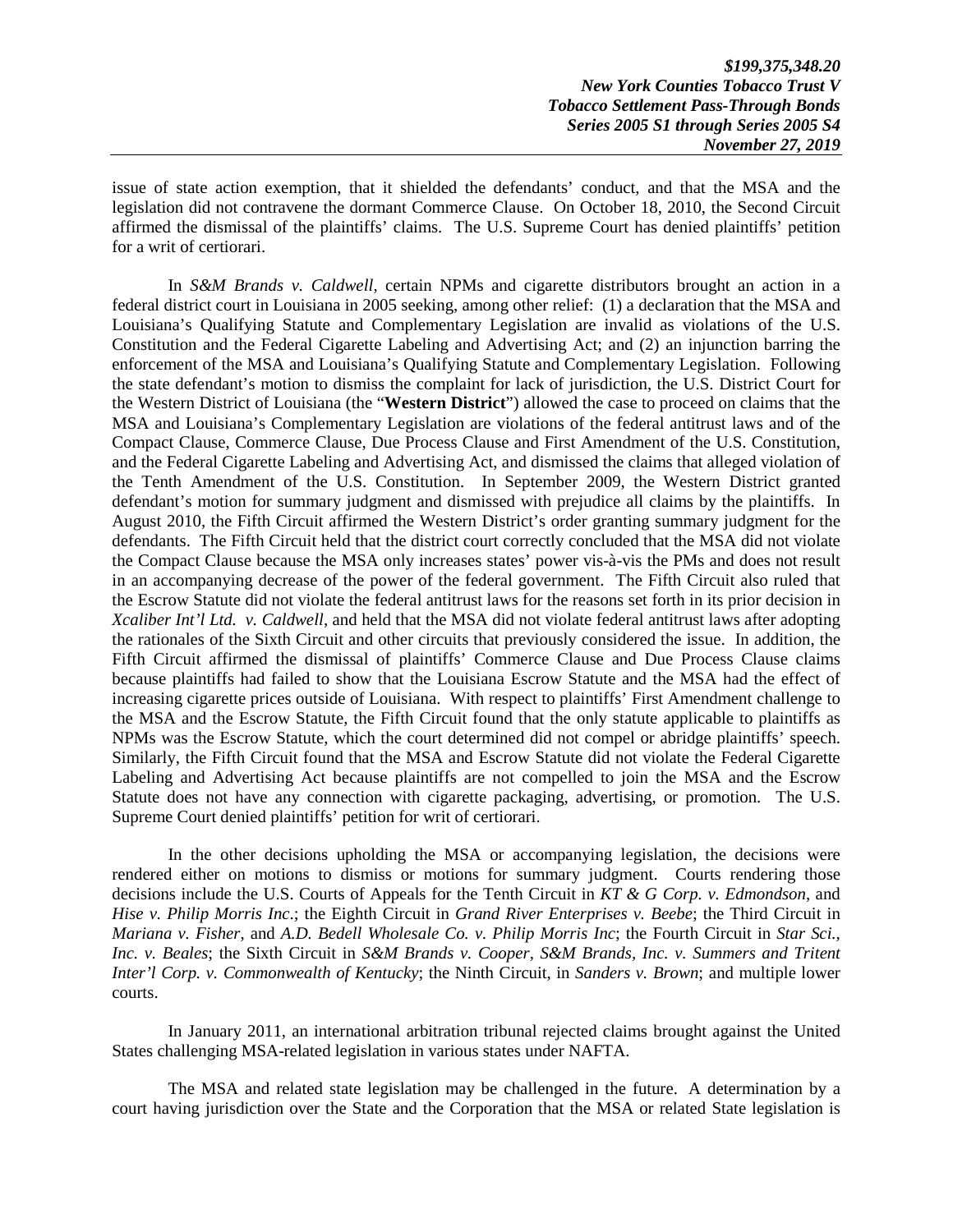issue of state action exemption, that it shielded the defendants' conduct, and that the MSA and the legislation did not contravene the dormant Commerce Clause. On October 18, 2010, the Second Circuit affirmed the dismissal of the plaintiffs' claims. The U.S. Supreme Court has denied plaintiffs' petition for a writ of certiorari.

In *S&M Brands v. Caldwell*, certain NPMs and cigarette distributors brought an action in a federal district court in Louisiana in 2005 seeking, among other relief: (1) a declaration that the MSA and Louisiana's Qualifying Statute and Complementary Legislation are invalid as violations of the U.S. Constitution and the Federal Cigarette Labeling and Advertising Act; and (2) an injunction barring the enforcement of the MSA and Louisiana's Qualifying Statute and Complementary Legislation. Following the state defendant's motion to dismiss the complaint for lack of jurisdiction, the U.S. District Court for the Western District of Louisiana (the "**Western District**") allowed the case to proceed on claims that the MSA and Louisiana's Complementary Legislation are violations of the federal antitrust laws and of the Compact Clause, Commerce Clause, Due Process Clause and First Amendment of the U.S. Constitution, and the Federal Cigarette Labeling and Advertising Act, and dismissed the claims that alleged violation of the Tenth Amendment of the U.S. Constitution. In September 2009, the Western District granted defendant's motion for summary judgment and dismissed with prejudice all claims by the plaintiffs. In August 2010, the Fifth Circuit affirmed the Western District's order granting summary judgment for the defendants. The Fifth Circuit held that the district court correctly concluded that the MSA did not violate the Compact Clause because the MSA only increases states' power vis-à-vis the PMs and does not result in an accompanying decrease of the power of the federal government. The Fifth Circuit also ruled that the Escrow Statute did not violate the federal antitrust laws for the reasons set forth in its prior decision in *Xcaliber Int'l Ltd. v. Caldwell*, and held that the MSA did not violate federal antitrust laws after adopting the rationales of the Sixth Circuit and other circuits that previously considered the issue. In addition, the Fifth Circuit affirmed the dismissal of plaintiffs' Commerce Clause and Due Process Clause claims because plaintiffs had failed to show that the Louisiana Escrow Statute and the MSA had the effect of increasing cigarette prices outside of Louisiana. With respect to plaintiffs' First Amendment challenge to the MSA and the Escrow Statute, the Fifth Circuit found that the only statute applicable to plaintiffs as NPMs was the Escrow Statute, which the court determined did not compel or abridge plaintiffs' speech. Similarly, the Fifth Circuit found that the MSA and Escrow Statute did not violate the Federal Cigarette Labeling and Advertising Act because plaintiffs are not compelled to join the MSA and the Escrow Statute does not have any connection with cigarette packaging, advertising, or promotion. The U.S. Supreme Court denied plaintiffs' petition for writ of certiorari.

In the other decisions upholding the MSA or accompanying legislation, the decisions were rendered either on motions to dismiss or motions for summary judgment. Courts rendering those decisions include the U.S. Courts of Appeals for the Tenth Circuit in *KT & G Corp. v. Edmondson*, and *Hise v. Philip Morris Inc.*; the Eighth Circuit in *Grand River Enterprises v. Beebe*; the Third Circuit in *Mariana v. Fisher*, and *A.D. Bedell Wholesale Co. v. Philip Morris Inc*; the Fourth Circuit in *Star Sci., Inc. v. Beales*; the Sixth Circuit in *S&M Brands v. Cooper*, *S&M Brands, Inc. v. Summers and Tritent Inter'l Corp. v. Commonwealth of Kentucky*; the Ninth Circuit, in *Sanders v. Brown*; and multiple lower courts.

In January 2011, an international arbitration tribunal rejected claims brought against the United States challenging MSA-related legislation in various states under NAFTA.

The MSA and related state legislation may be challenged in the future. A determination by a court having jurisdiction over the State and the Corporation that the MSA or related State legislation is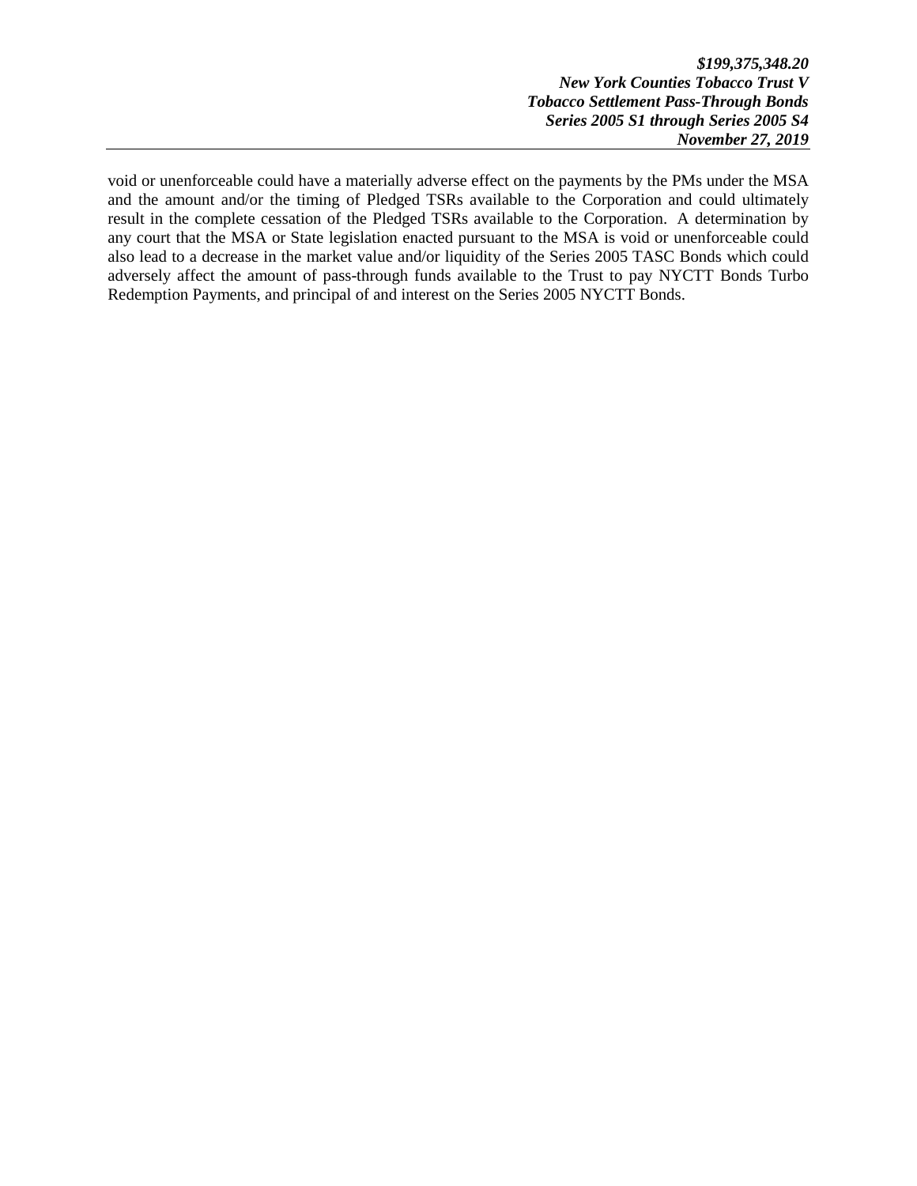void or unenforceable could have a materially adverse effect on the payments by the PMs under the MSA and the amount and/or the timing of Pledged TSRs available to the Corporation and could ultimately result in the complete cessation of the Pledged TSRs available to the Corporation. A determination by any court that the MSA or State legislation enacted pursuant to the MSA is void or unenforceable could also lead to a decrease in the market value and/or liquidity of the Series 2005 TASC Bonds which could adversely affect the amount of pass-through funds available to the Trust to pay NYCTT Bonds Turbo Redemption Payments, and principal of and interest on the Series 2005 NYCTT Bonds.